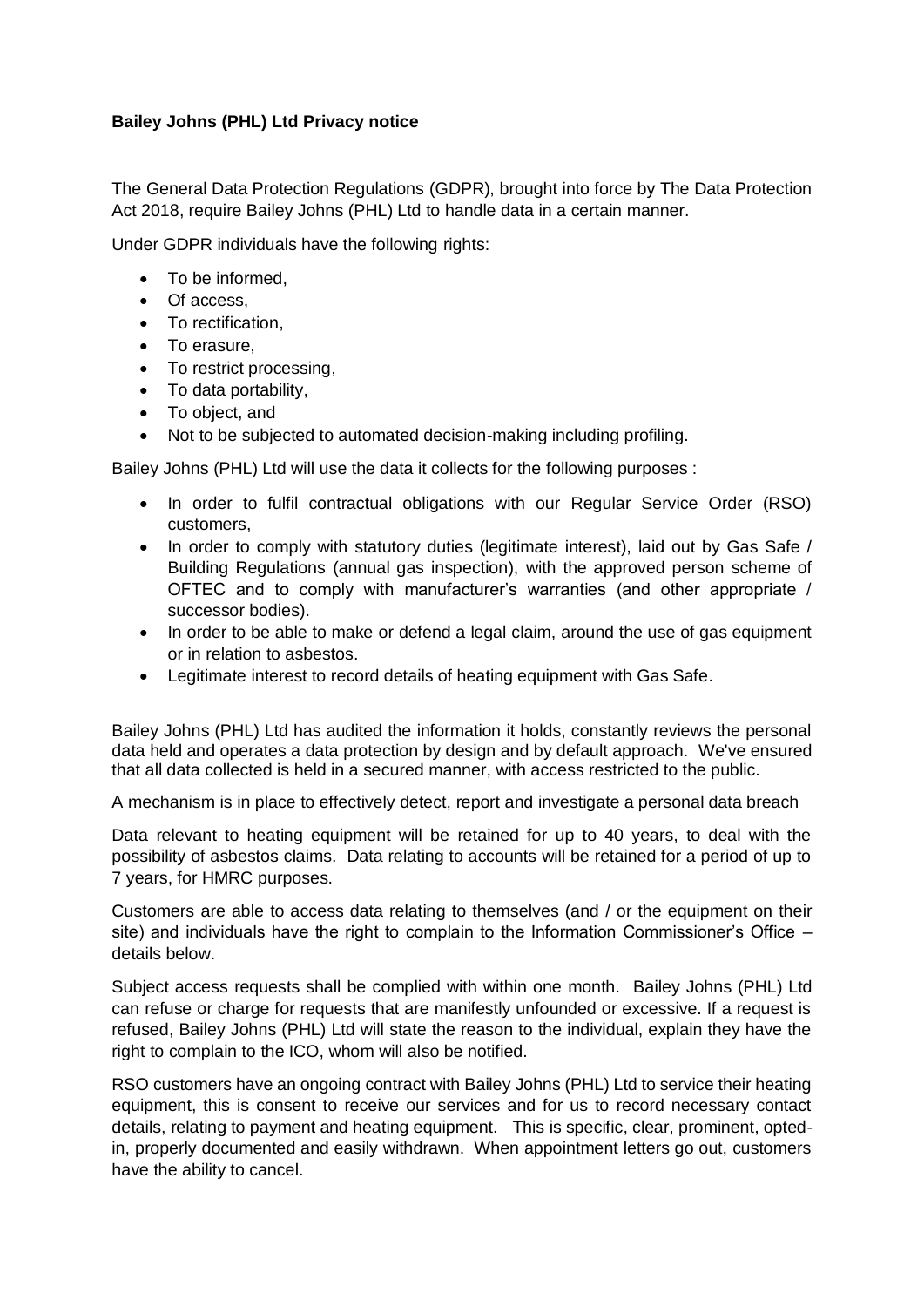**Bailey Johns (PHL) Ltd Privacy notice**

The General Data Protection Regulations (GDPR), brought into force by The Data Protection Act 2018, require Bailey Johns (PHL) Ltd to handle data in a certain manner.

Under GDPR individuals have the following rights:

- To be informed,
- Of access,
- To rectification,
- To erasure,
- To restrict processing,
- To data portability,
- To object, and
- Not to be subjected to automated decision-making including profiling.

Bailey Johns (PHL) Ltd will use the data it collects for the following purposes :

- In order to fulfil contractual obligations with our Regular Service Order (RSO) customers,
- In order to comply with statutory duties (legitimate interest), laid out by Gas Safe / Building Regulations (annual gas inspection), with the approved person scheme of OFTEC and to comply with manufacturer's warranties (and other appropriate / successor bodies).
- In order to be able to make or defend a legal claim, around the use of gas equipment or in relation to asbestos.
- Legitimate interest to record details of heating equipment with Gas Safe.

Bailey Johns (PHL) Ltd has audited the information it holds, constantly reviews the personal data held and operates a data protection by design and by default approach. We've ensured that all data collected is held in a secured manner, with access restricted to the public.

A mechanism is in place to effectively detect, report and investigate a personal data breach

Data relevant to heating equipment will be retained for up to 40 years, to deal with the possibility of asbestos claims. Data relating to accounts will be retained for a period of up to 7 years, for HMRC purposes.

Customers are able to access data relating to themselves (and / or the equipment on their site) and individuals have the right to complain to the Information Commissioner's Office – details below.

Subject access requests shall be complied with within one month. Bailey Johns (PHL) Ltd can refuse or charge for requests that are manifestly unfounded or excessive. If a request is refused, Bailey Johns (PHL) Ltd will state the reason to the individual, explain they have the right to complain to the ICO, whom will also be notified.

RSO customers have an ongoing contract with Bailey Johns (PHL) Ltd to service their heating equipment, this is consent to receive our services and for us to record necessary contact details, relating to payment and heating equipment. This is specific, clear, prominent, opted-in, properly documented and easily withdrawn. When appointment letters go out, customers have the ability to cancel.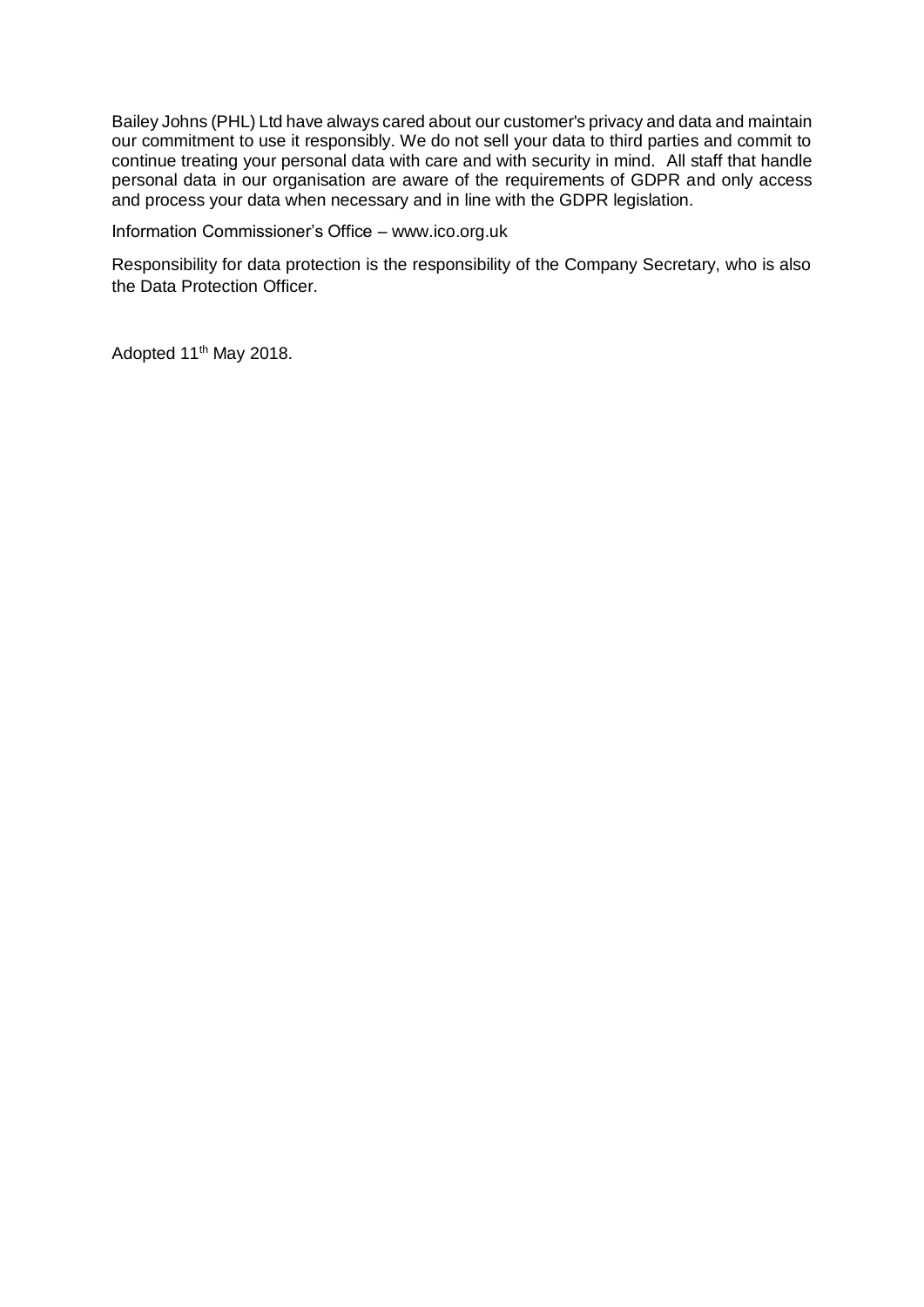Bailey Johns (PHL) Ltd have always cared about our customer's privacy and data and maintain our commitment to use it responsibly. We do not sell your data to third parties and commit to continue treating your personal data with care and with security in mind. All staff that handle personal data in our organisation are aware of the requirements of GDPR and only access and process your data when necessary and in line with the GDPR legislation.

Information Commissioner's Office – www.ico.org.uk

Responsibility for data protection is the responsibility of the Company Secretary, who is also the Data Protection Officer.

Adopted 11th May 2018.